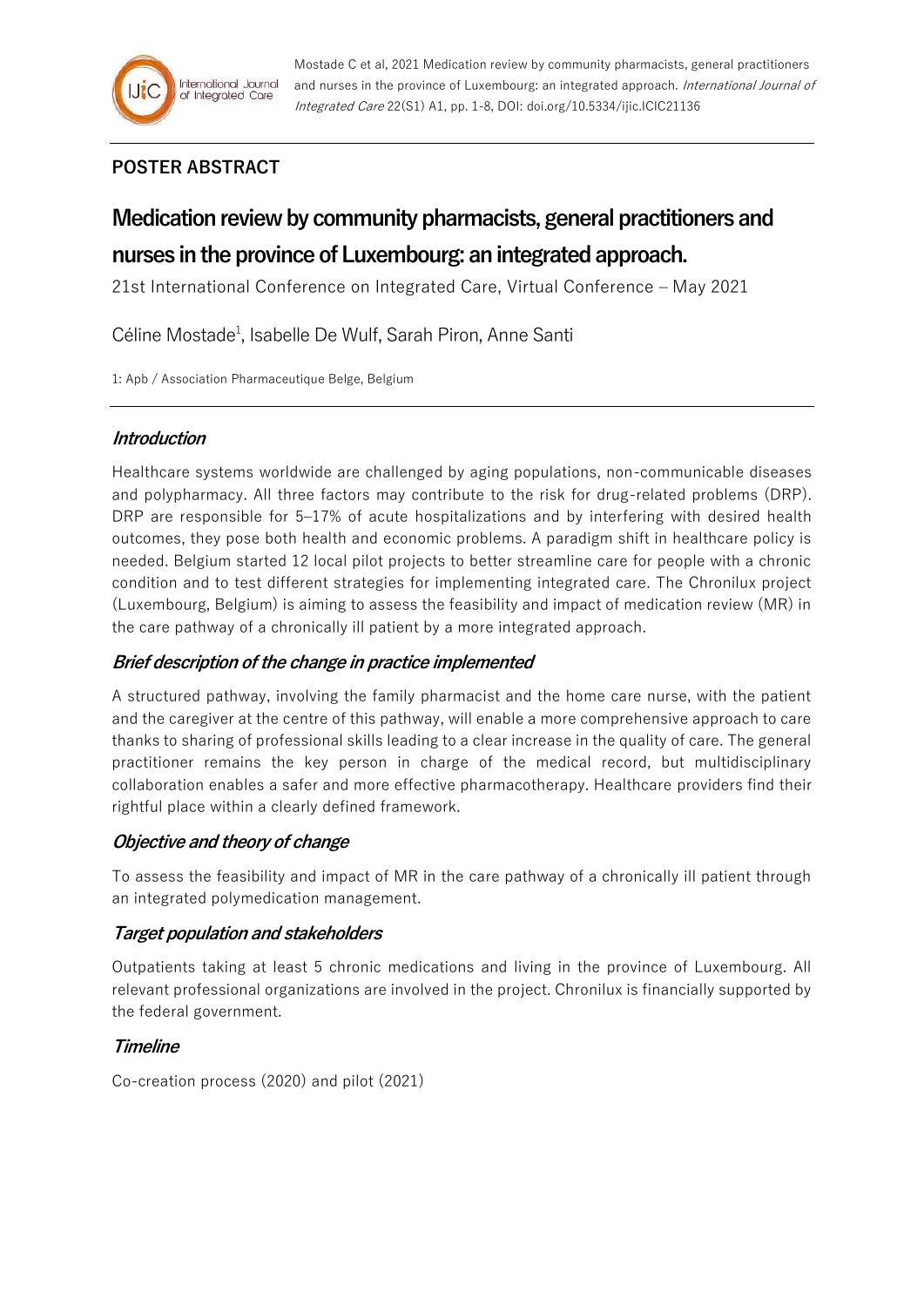**POSTER ABSTRACT**

# Medication review by community pharmacists, general practitioners and nurses in the province of Luxembourg: an integrated approach.

21st International Conference on Integrated Care, Virtual Conference – May 2021

Céline Mostade[1], Isabelle De Wulf, Sarah Piron, Anne Santi

1: Apb / Association Pharmaceutique Belge, Belgium

## *Introduction*

Healthcare systems worldwide are challenged by aging populations, non-communicable diseases and polypharmacy. All three factors may contribute to the risk for drug-related problems (DRP). DRP are responsible for 5–17% of acute hospitalizations and by interfering with desired health outcomes, they pose both health and economic problems. A paradigm shift in healthcare policy is needed. Belgium started 12 local pilot projects to better streamline care for people with a chronic condition and to test different strategies for implementing integrated care. The Chronilux project (Luxembourg, Belgium) is aiming to assess the feasibility and impact of medication review (MR) in the care pathway of a chronically ill patient by a more integrated approach.

## *Brief description of the change in practice implemented*

A structured pathway, involving the family pharmacist and the home care nurse, with the patient and the caregiver at the centre of this pathway, will enable a more comprehensive approach to care thanks to sharing of professional skills leading to a clear increase in the quality of care. The general practitioner remains the key person in charge of the medical record, but multidisciplinary collaboration enables a safer and more effective pharmacotherapy. Healthcare providers find their rightful place within a clearly defined framework.

## *Objective and theory of change*

To assess the feasibility and impact of MR in the care pathway of a chronically ill patient through an integrated polymedication management.

## *Target population and stakeholders*

Outpatients taking at least 5 chronic medications and living in the province of Luxembourg. All relevant professional organizations are involved in the project. Chronilux is financially supported by the federal government.

## *Timeline*

Co-creation process (2020) and pilot (2021)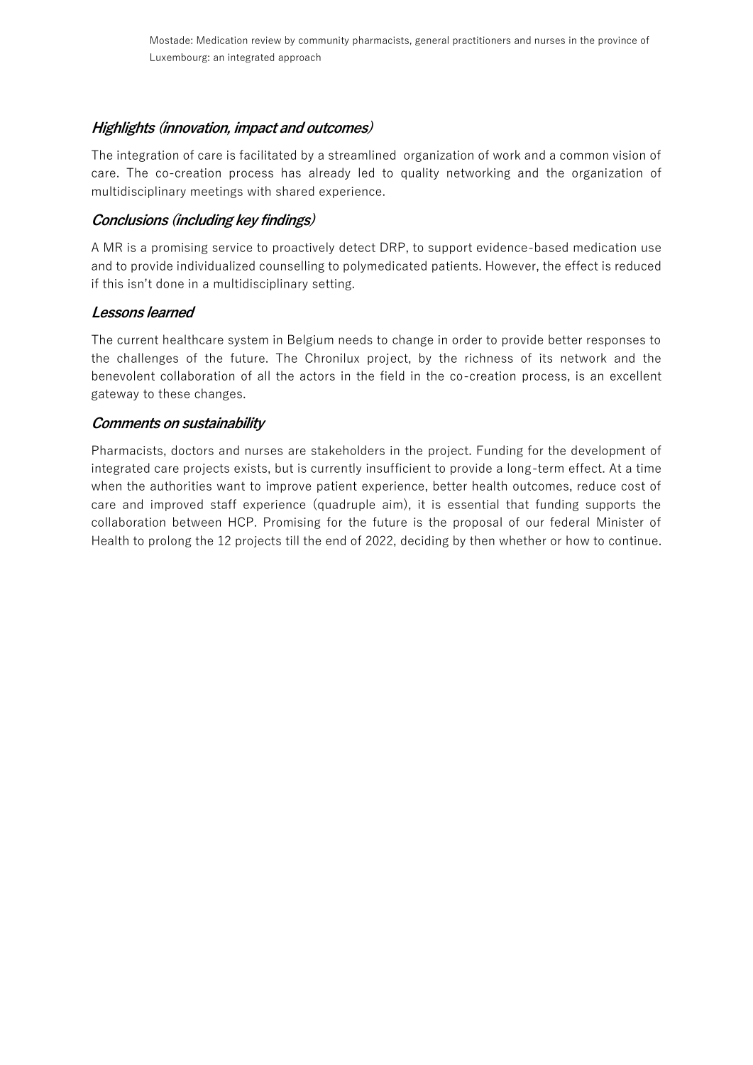### *Highlights (innovation, impact and outcomes)*

The integration of care is facilitated by a streamlined organization of work and a common vision of care. The co-creation process has already led to quality networking and the organization of multidisciplinary meetings with shared experience.

### *Conclusions (including key findings)*

A MR is a promising service to proactively detect DRP, to support evidence-based medication use and to provide individualized counselling to polymedicated patients. However, the effect is reduced if this isn't done in a multidisciplinary setting.

### *Lessons learned*

The current healthcare system in Belgium needs to change in order to provide better responses to the challenges of the future. The Chronilux project, by the richness of its network and the benevolent collaboration of all the actors in the field in the co-creation process, is an excellent gateway to these changes.

### *Comments on sustainability*

Pharmacists, doctors and nurses are stakeholders in the project. Funding for the development of integrated care projects exists, but is currently insufficient to provide a long-term effect. At a time when the authorities want to improve patient experience, better health outcomes, reduce cost of care and improved staff experience (quadruple aim), it is essential that funding supports the collaboration between HCP. Promising for the future is the proposal of our federal Minister of Health to prolong the 12 projects till the end of 2022, deciding by then whether or how to continue.